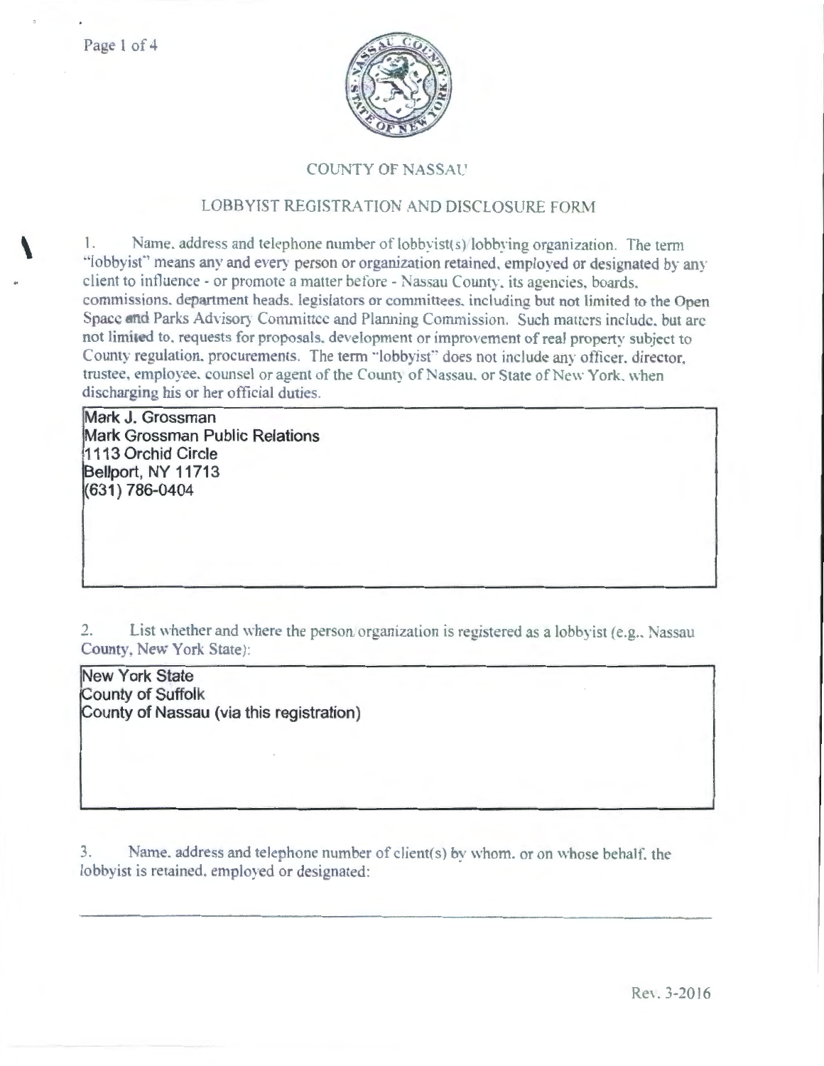# COUNTY OF NASSAU

## LOBBYIST REGISTRATION AND DISCLOSURE FORM

1. Name, address and telephone number of lobbyist(s)/lobbying organization. The term "lobbyist" means any and every person or organization retained, employed or designated by any client to influence - or promote a matter before - Nassau County, its agencies, boards, commissions, department heads, legislators or committees, including but not limited to the Open Space and Parks Advisory Committee and Planning Commission. Such matters include, but are not limited to, requests for proposals, development or improvement of real property subject to County regulation, procurements. The term "lobbyist" does not include any officer, director, trustee, employee, counsel or agent of the County of Nassau, or State of New York, when discharging his or her official duties.

Mark J. Grossman
Mark Grossman Public Relations
1113 Orchid Circle
Bellport, NY 11713
(631) 786-0404

2. List whether and where the person/organization is registered as a lobbyist (e.g., Nassau County, New York State):

New York State
County of Suffolk
County of Nassau (via this registration)

3. Name, address and telephone number of client(s) by whom, or on whose behalf, the lobbyist is retained, employed or designated:

Rev. 3-2016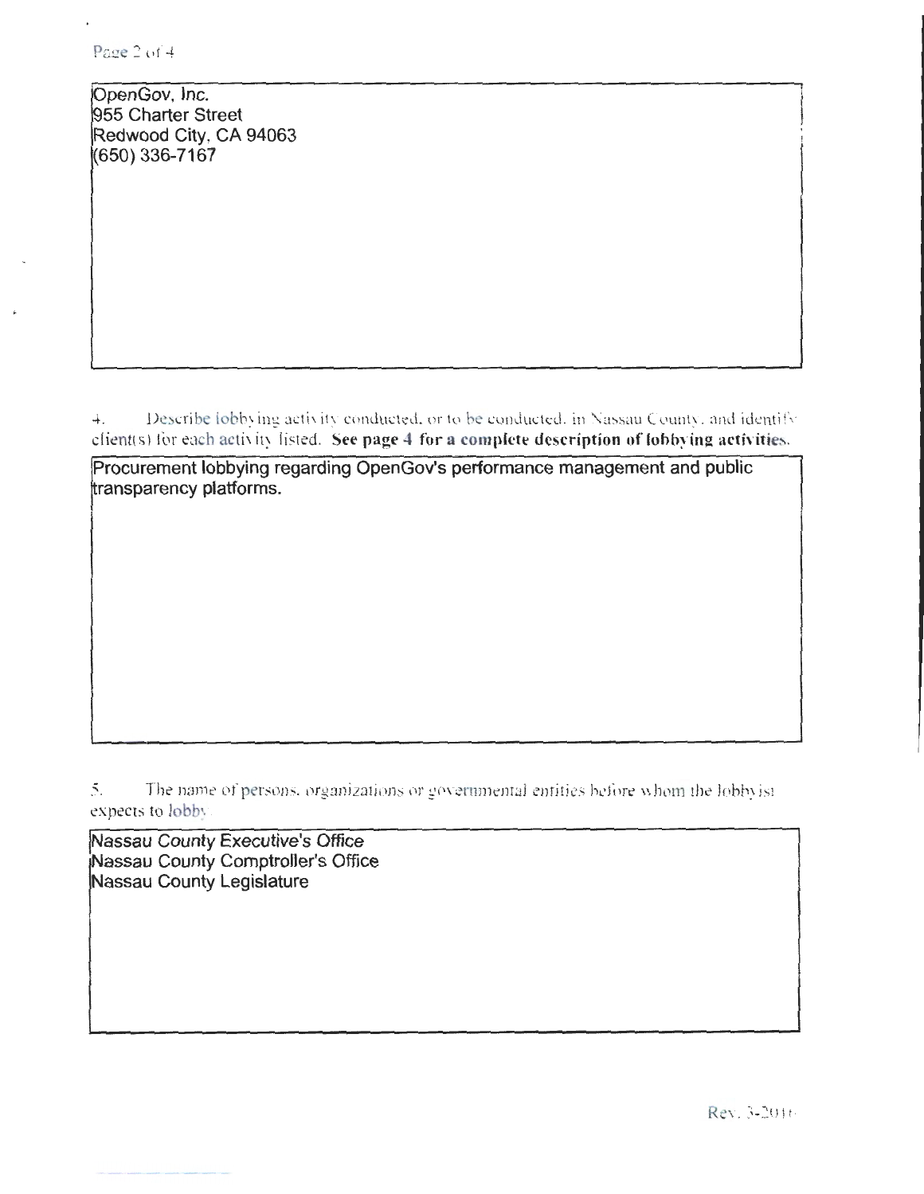OpenGov, Inc.
955 Charter Street
Redwood City, CA 94063
(650) 336-7167

4. Describe lobbying activity conducted, or to be conducted, in Nassau County, and identify client(s) for each activity listed. **See page 4 for a complete description of lobbying activities.**

Procurement lobbying regarding OpenGov's performance management and public transparency platforms.

5. The name of persons, organizations or governmental entities before whom the lobbyist expects to lobby:

Nassau County Executive's Office
Nassau County Comptroller's Office
Nassau County Legislature

Rev. 3-2016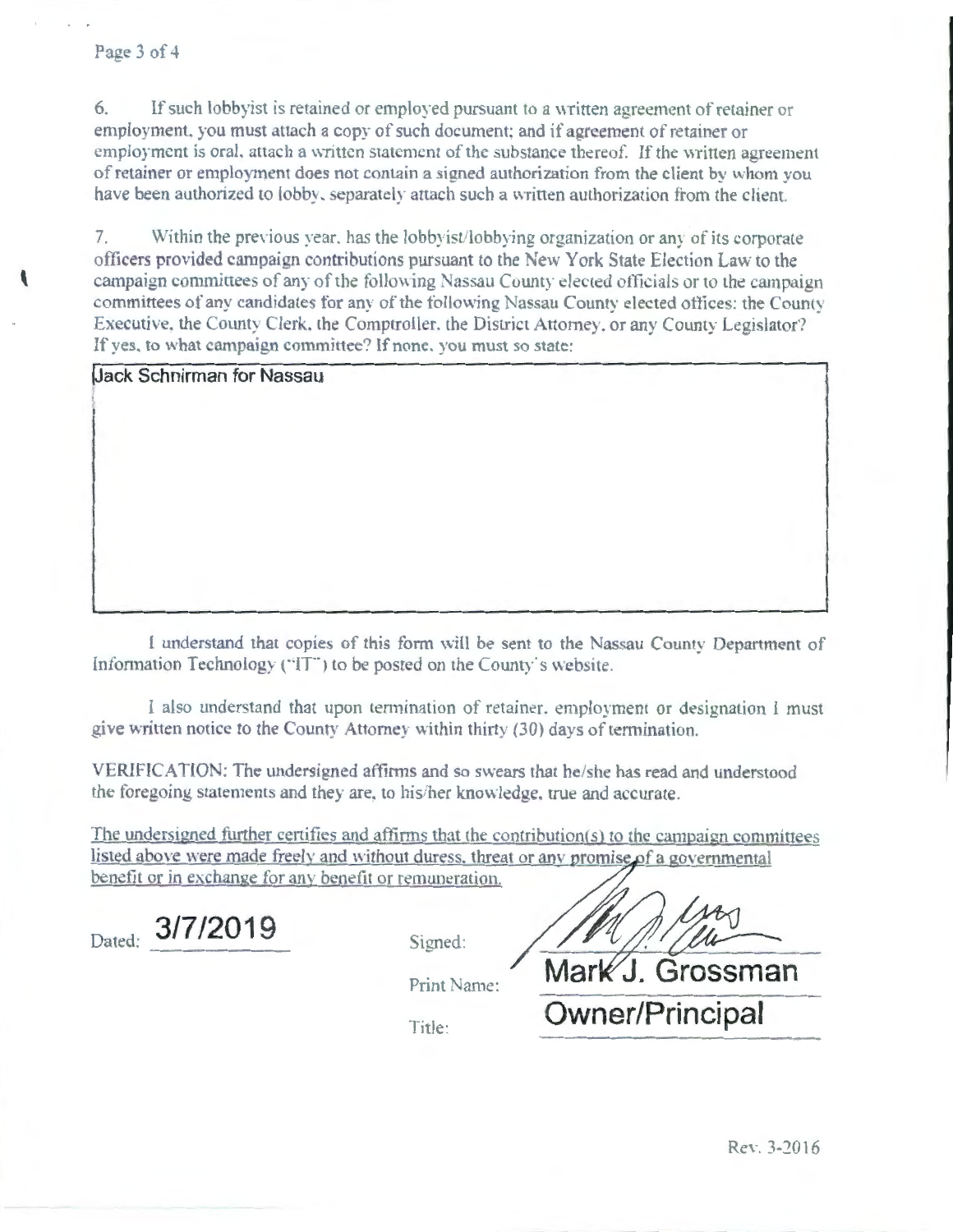6. If such lobbyist is retained or employed pursuant to a written agreement of retainer or employment, you must attach a copy of such document; and if agreement of retainer or employment is oral, attach a written statement of the substance thereof. If the written agreement of retainer or employment does not contain a signed authorization from the client by whom you have been authorized to lobby, separately attach such a written authorization from the client.

7. Within the previous year, has the lobbyist/lobbying organization or any of its corporate officers provided campaign contributions pursuant to the New York State Election Law to the campaign committees of any of the following Nassau County elected officials or to the campaign committees of any candidates for any of the following Nassau County elected offices: the County Executive, the County Clerk, the Comptroller, the District Attorney, or any County Legislator? If yes, to what campaign committee? If none, you must so state:

Jack Schnirman for Nassau

I understand that copies of this form will be sent to the Nassau County Department of Information Technology ("IT") to be posted on the County's website.

I also understand that upon termination of retainer, employment or designation I must give written notice to the County Attorney within thirty (30) days of termination.

VERIFICATION: The undersigned affirms and so swears that he/she has read and understood the foregoing statements and they are, to his/her knowledge, true and accurate.

The undersigned further certifies and affirms that the contribution(s) to the campaign committees listed above were made freely and without duress, threat or any promise of a governmental benefit or in exchange for any benefit or remuneration.

Dated: 3/7/2019

Signed: [signature]

Print Name: Mark J. Grossman

Title: Owner/Principal

Rev. 3-2016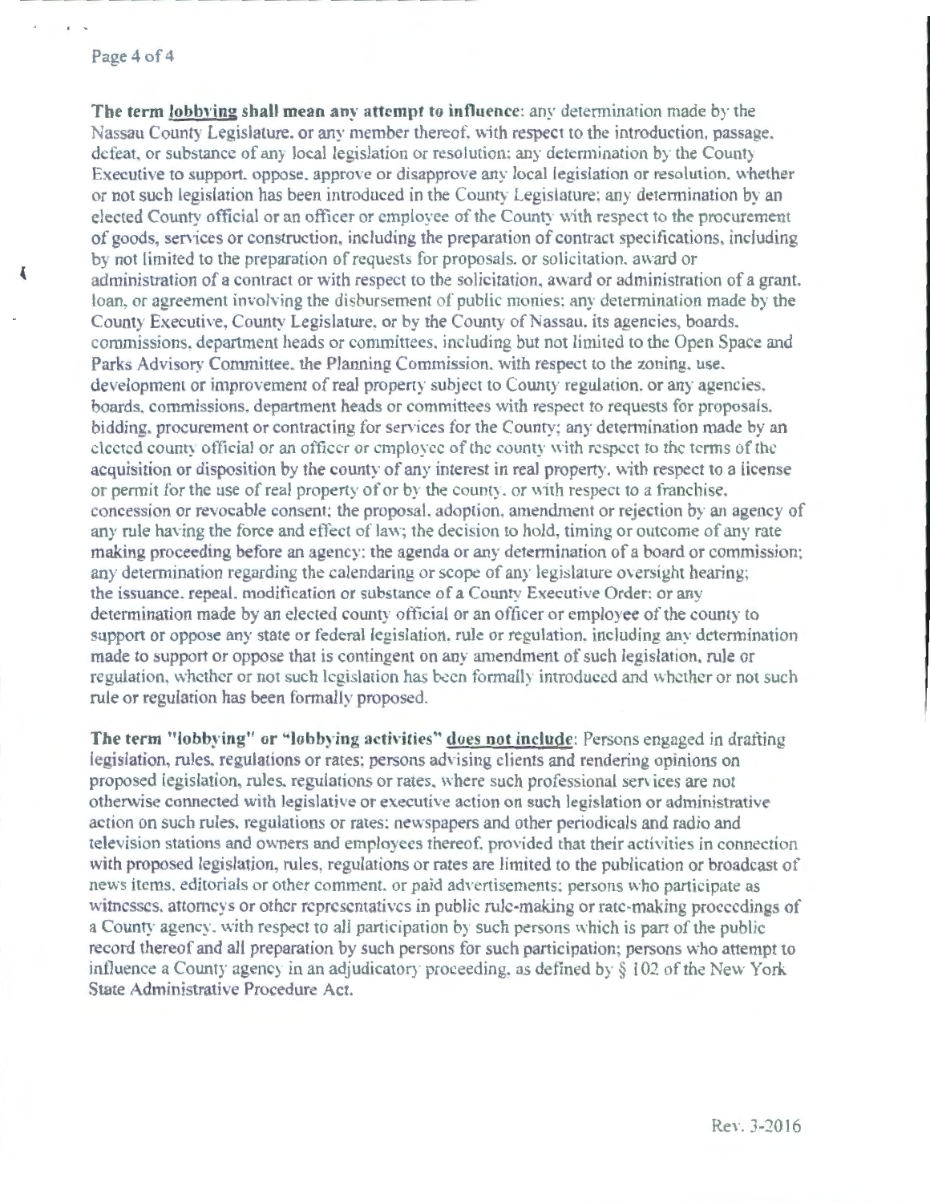**The term lobbying shall mean any attempt to influence**: any determination made by the Nassau County Legislature, or any member thereof, with respect to the introduction, passage, defeat, or substance of any local legislation or resolution; any determination by the County Executive to support, oppose, approve or disapprove any local legislation or resolution, whether or not such legislation has been introduced in the County Legislature; any determination by an elected County official or an officer or employee of the County with respect to the procurement of goods, services or construction, including the preparation of contract specifications, including by not limited to the preparation of requests for proposals, or solicitation, award or administration of a contract or with respect to the solicitation, award or administration of a grant, loan, or agreement involving the disbursement of public monies; any determination made by the County Executive, County Legislature, or by the County of Nassau, its agencies, boards, commissions, department heads or committees, including but not limited to the Open Space and Parks Advisory Committee, the Planning Commission, with respect to the zoning, use, development or improvement of real property subject to County regulation, or any agencies, boards, commissions, department heads or committees with respect to requests for proposals, bidding, procurement or contracting for services for the County; any determination made by an elected county official or an officer or employee of the county with respect to the terms of the acquisition or disposition by the county of any interest in real property, with respect to a license or permit for the use of real property of or by the county, or with respect to a franchise, concession or revocable consent; the proposal, adoption, amendment or rejection by an agency of any rule having the force and effect of law; the decision to hold, timing or outcome of any rate making proceeding before an agency; the agenda or any determination of a board or commission; any determination regarding the calendaring or scope of any legislature oversight hearing; the issuance, repeal, modification or substance of a County Executive Order; or any determination made by an elected county official or an officer or employee of the county to support or oppose any state or federal legislation, rule or regulation, including any determination made to support or oppose that is contingent on any amendment of such legislation, rule or regulation, whether or not such legislation has been formally introduced and whether or not such rule or regulation has been formally proposed.

**The term "lobbying" or "lobbying activities" does not include**: Persons engaged in drafting legislation, rules, regulations or rates; persons advising clients and rendering opinions on proposed legislation, rules, regulations or rates, where such professional services are not otherwise connected with legislative or executive action on such legislation or administrative action on such rules, regulations or rates; newspapers and other periodicals and radio and television stations and owners and employees thereof, provided that their activities in connection with proposed legislation, rules, regulations or rates are limited to the publication or broadcast of news items, editorials or other comment, or paid advertisements; persons who participate as witnesses, attorneys or other representatives in public rule-making or rate-making proceedings of a County agency, with respect to all participation by such persons which is part of the public record thereof and all preparation by such persons for such participation; persons who attempt to influence a County agency in an adjudicatory proceeding, as defined by § 102 of the New York State Administrative Procedure Act.

Rev. 3-2016